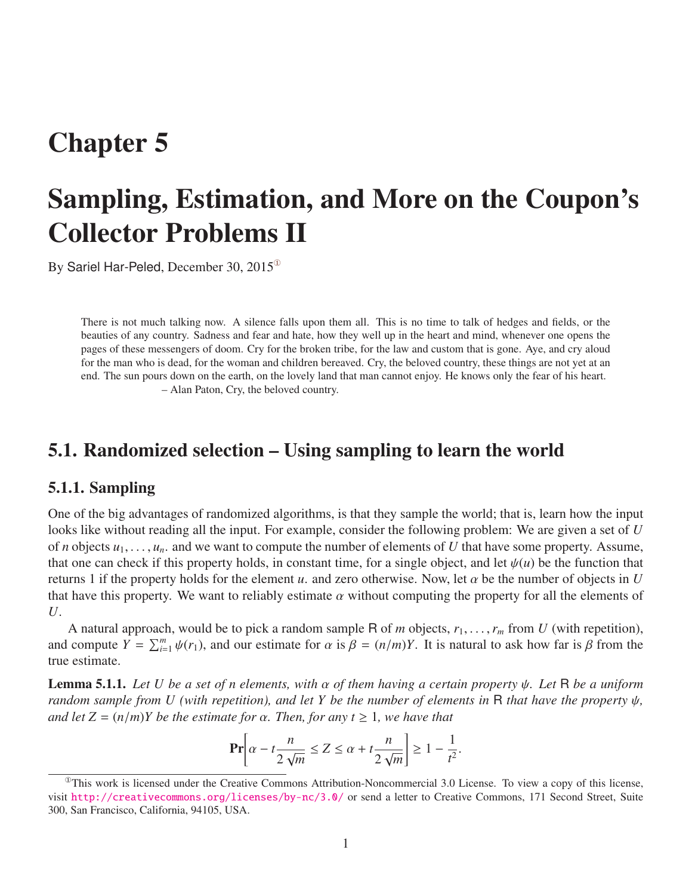# Chapter 5

# Sampling, Estimation, and More on the Coupon's Collector Problems II

By Sariel Har-Peled, December 30, 2015[1]

> There is not much talking now. A silence falls upon them all. This is no time to talk of hedges and fields, or the beauties of any country. Sadness and fear and hate, how they well up in the heart and mind, whenever one opens the pages of these messengers of doom. Cry for the broken tribe, for the law and custom that is gone. Aye, and cry aloud for the man who is dead, for the woman and children bereaved. Cry, the beloved country, these things are not yet at an end. The sun pours down on the earth, on the lovely land that man cannot enjoy. He knows only the fear of his heart.
>
> – Alan Paton, Cry, the beloved country.

## 5.1. Randomized selection – Using sampling to learn the world

### 5.1.1. Sampling

One of the big advantages of randomized algorithms, is that they sample the world; that is, learn how the input looks like without reading all the input. For example, consider the following problem: We are given a set of $U$ of $n$ objects $u_1, \ldots, u_n$. and we want to compute the number of elements of $U$ that have some property. Assume, that one can check if this property holds, in constant time, for a single object, and let $\psi(u)$ be the function that returns 1 if the property holds for the element $u$. and zero otherwise. Now, let $\alpha$ be the number of objects in $U$ that have this property. We want to reliably estimate $\alpha$ without computing the property for all the elements of $U$.

A natural approach, would be to pick a random sample $\mathsf{R}$ of $m$ objects, $r_1, \ldots, r_m$ from $U$ (with repetition), and compute $Y = \sum_{i=1}^{m} \psi(r_1)$, and our estimate for $\alpha$ is $\beta = (n/m)Y$. It is natural to ask how far is $\beta$ from the true estimate.

**Lemma 5.1.1.** *Let $U$ be a set of $n$ elements, with $\alpha$ of them having a certain property $\psi$. Let $\mathsf{R}$ be a uniform random sample from $U$ (with repetition), and let $Y$ be the number of elements in $\mathsf{R}$ that have the property $\psi$, and let $Z = (n/m)Y$ be the estimate for $\alpha$. Then, for any $t \geq 1$, we have that*

$$\mathbf{Pr}\left[\alpha - t\frac{n}{2\sqrt{m}} \leq Z \leq \alpha + t\frac{n}{2\sqrt{m}}\right] \geq 1 - \frac{1}{t^2}.$$

[1] This work is licensed under the Creative Commons Attribution-Noncommercial 3.0 License. To view a copy of this license, visit http://creativecommons.org/licenses/by-nc/3.0/ or send a letter to Creative Commons, 171 Second Street, Suite 300, San Francisco, California, 94105, USA.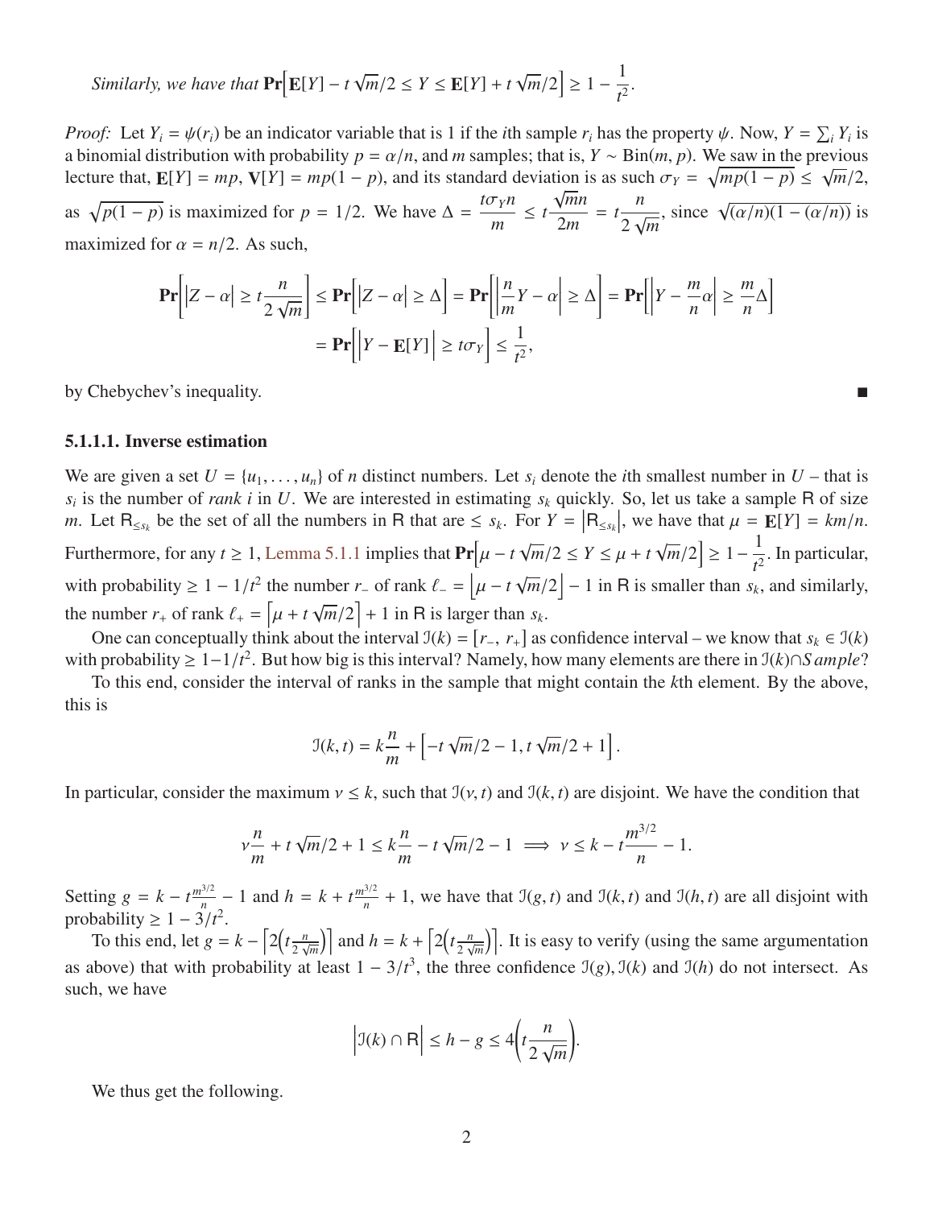*Similarly, we have that* $\mathbf{Pr}\Big[\mathbf{E}[Y] - t\sqrt{m}/2 \leq Y \leq \mathbf{E}[Y] + t\sqrt{m}/2\Big] \geq 1 - \dfrac{1}{t^2}$.

*Proof:* Let $Y_i = \psi(r_i)$ be an indicator variable that is 1 if the $i$th sample $r_i$ has the property $\psi$. Now, $Y = \sum_i Y_i$ is a binomial distribution with probability $p = \alpha/n$, and $m$ samples; that is, $Y \sim \text{Bin}(m, p)$. We saw in the previous lecture that, $\mathbf{E}[Y] = mp$, $\mathbf{V}[Y] = mp(1-p)$, and its standard deviation is as such $\sigma_Y = \sqrt{mp(1-p)} \leq \sqrt{m}/2$, as $\sqrt{p(1-p)}$ is maximized for $p = 1/2$. We have $\Delta = \dfrac{t\sigma_Y n}{m} \leq t\dfrac{\sqrt{m}n}{2m} = t\dfrac{n}{2\sqrt{m}}$, since $\sqrt{(\alpha/n)(1-(\alpha/n))}$ is maximized for $\alpha = n/2$. As such,

$$\mathbf{Pr}\left[\left|Z - \alpha\right| \geq t\frac{n}{2\sqrt{m}}\right] \leq \mathbf{Pr}\Big[\left|Z - \alpha\right| \geq \Delta\Big] = \mathbf{Pr}\left[\left|\frac{n}{m}Y - \alpha\right| \geq \Delta\right] = \mathbf{Pr}\left[\left|Y - \frac{m}{n}\alpha\right| \geq \frac{m}{n}\Delta\right]$$
$$= \mathbf{Pr}\Big[\left|Y - \mathbf{E}[Y]\right| \geq t\sigma_Y\Big] \leq \frac{1}{t^2},$$

by Chebychev's inequality. ∎

#### 5.1.1.1. Inverse estimation

We are given a set $U = \{u_1, \ldots, u_n\}$ of $n$ distinct numbers. Let $s_i$ denote the $i$th smallest number in $U$ – that is $s_i$ is the number of *rank* $i$ in $U$. We are interested in estimating $s_k$ quickly. So, let us take a sample $\mathsf{R}$ of size $m$. Let $\mathsf{R}_{\leq s_k}$ be the set of all the numbers in $\mathsf{R}$ that are $\leq s_k$. For $Y = \left|\mathsf{R}_{\leq s_k}\right|$, we have that $\mu = \mathbf{E}[Y] = km/n$. Furthermore, for any $t \geq 1$, Lemma 5.1.1 implies that $\mathbf{Pr}\Big[\mu - t\sqrt{m}/2 \leq Y \leq \mu + t\sqrt{m}/2\Big] \geq 1 - \dfrac{1}{t^2}$. In particular, with probability $\geq 1 - 1/t^2$ the number $r_-$ of rank $\ell_- = \left\lfloor \mu - t\sqrt{m}/2 \right\rfloor - 1$ in $\mathsf{R}$ is smaller than $s_k$, and similarly, the number $r_+$ of rank $\ell_+ = \left\lceil \mu + t\sqrt{m}/2 \right\rceil + 1$ in $\mathsf{R}$ is larger than $s_k$.

One can conceptually think about the interval $\mathcal{I}(k) = [r_-, r_+]$ as confidence interval – we know that $s_k \in \mathcal{I}(k)$ with probability $\geq 1 - 1/t^2$. But how big is this interval? Namely, how many elements are there in $\mathcal{I}(k) \cap Sample$?

To this end, consider the interval of ranks in the sample that might contain the $k$th element. By the above, this is

$$\mathcal{I}(k, t) = k\frac{n}{m} + \left[-t\sqrt{m}/2 - 1, t\sqrt{m}/2 + 1\right].$$

In particular, consider the maximum $\nu \leq k$, such that $\mathcal{I}(\nu, t)$ and $\mathcal{I}(k, t)$ are disjoint. We have the condition that

$$\nu\frac{n}{m} + t\sqrt{m}/2 + 1 \leq k\frac{n}{m} - t\sqrt{m}/2 - 1 \implies \nu \leq k - t\frac{m^{3/2}}{n} - 1.$$

Setting $g = k - t\frac{m^{3/2}}{n} - 1$ and $h = k + t\frac{m^{3/2}}{n} + 1$, we have that $\mathcal{I}(g, t)$ and $\mathcal{I}(k, t)$ and $\mathcal{I}(h, t)$ are all disjoint with probability $\geq 1 - 3/t^2$.

To this end, let $g = k - \left\lceil 2\left(t\frac{n}{2\sqrt{m}}\right)\right\rceil$ and $h = k + \left\lceil 2\left(t\frac{n}{2\sqrt{m}}\right)\right\rceil$. It is easy to verify (using the same argumentation as above) that with probability at least $1 - 3/t^3$, the three confidence $\mathcal{I}(g), \mathcal{I}(k)$ and $\mathcal{I}(h)$ do not intersect. As such, we have

$$\left|\mathcal{I}(k) \cap \mathsf{R}\right| \leq h - g \leq 4\left(t\frac{n}{2\sqrt{m}}\right).$$

We thus get the following.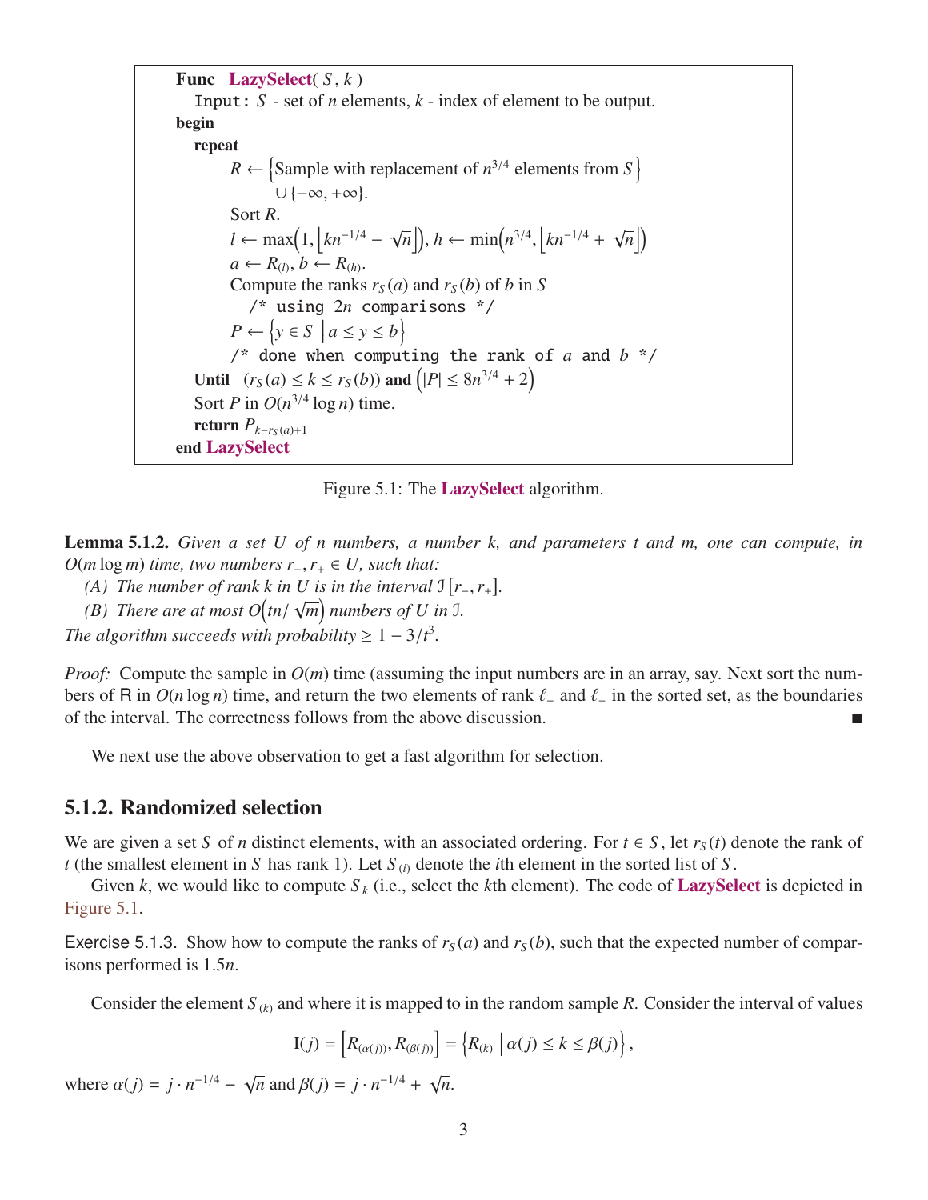```
Func LazySelect( S, k )
  Input: S - set of n elements, k - index of element to be output.
begin
  repeat
      R ← {Sample with replacement of n^{3/4} elements from S}
            ∪ {−∞, +∞}.
      Sort R.
      l ← max(1, ⌊kn^{−1/4} − √n⌋), h ← min(n^{3/4}, ⌊kn^{−1/4} + √n⌋)
      a ← R_(l), b ← R_(h).
      Compute the ranks r_S(a) and r_S(b) of b in S
         /* using 2n comparisons */
      P ← {y ∈ S | a ≤ y ≤ b}
      /* done when computing the rank of a and b */
  Until (r_S(a) ≤ k ≤ r_S(b)) and (|P| ≤ 8n^{3/4} + 2)
  Sort P in O(n^{3/4} log n) time.
  return P_{k−r_S(a)+1}
end LazySelect
```

Figure 5.1: The **LazySelect** algorithm.

**Lemma 5.1.2.** *Given a set $U$ of $n$ numbers, a number $k$, and parameters $t$ and $m$, one can compute, in $O(m \log m)$ time, two numbers $r_-, r_+ \in U$, such that:*

*(A) The number of rank $k$ in $U$ is in the interval $\mathcal{I}\left[r_-, r_+\right]$.*

*(B) There are at most $O\left(tn/\sqrt{m}\right)$ numbers of $U$ in $\mathcal{I}$.*

*The algorithm succeeds with probability $\geq 1 - 3/t^3$.*

*Proof:* Compute the sample in $O(m)$ time (assuming the input numbers are in an array, say. Next sort the numbers of R in $O(n \log n)$ time, and return the two elements of rank $\ell_-$ and $\ell_+$ in the sorted set, as the boundaries of the interval. The correctness follows from the above discussion. ■

We next use the above observation to get a fast algorithm for selection.

## 5.1.2. Randomized selection

We are given a set $S$ of $n$ distinct elements, with an associated ordering. For $t \in S$, let $r_S(t)$ denote the rank of $t$ (the smallest element in $S$ has rank 1). Let $S_{(i)}$ denote the $i$th element in the sorted list of $S$.

Given $k$, we would like to compute $S_k$ (i.e., select the $k$th element). The code of **LazySelect** is depicted in Figure 5.1.

Exercise 5.1.3. Show how to compute the ranks of $r_S(a)$ and $r_S(b)$, such that the expected number of comparisons performed is $1.5n$.

Consider the element $S_{(k)}$ and where it is mapped to in the random sample $R$. Consider the interval of values

$$\mathrm{I}(j) = \left[R_{(\alpha(j))}, R_{(\beta(j))}\right] = \left\{R_{(k)} \;\middle|\; \alpha(j) \leq k \leq \beta(j)\right\},$$

where $\alpha(j) = j \cdot n^{-1/4} - \sqrt{n}$ and $\beta(j) = j \cdot n^{-1/4} + \sqrt{n}$.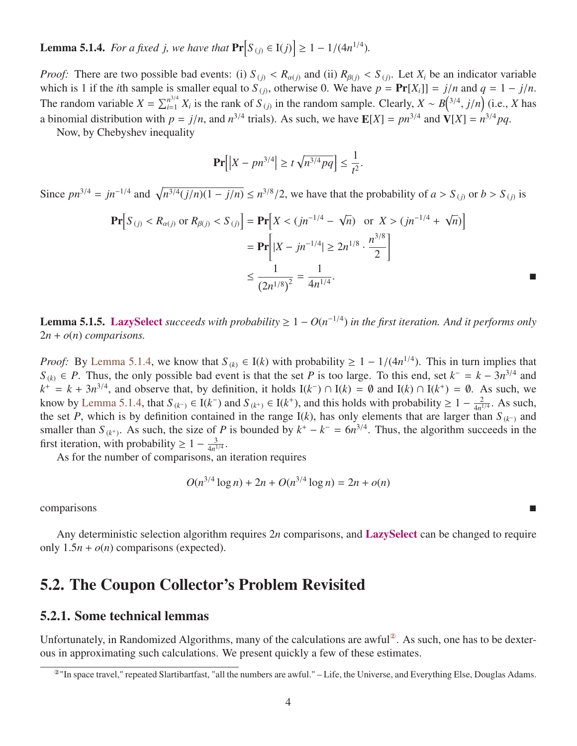**Lemma 5.1.4.** *For a fixed $j$, we have that $\mathbf{Pr}\left[S_{(j)} \in \mathrm{I}(j)\right] \geq 1 - 1/(4n^{1/4})$.*

*Proof:* There are two possible bad events: (i) $S_{(j)} < R_{\alpha(j)}$ and (ii) $R_{\beta(j)} < S_{(j)}$. Let $X_i$ be an indicator variable which is 1 if the $i$th sample is smaller equal to $S_{(j)}$, otherwise 0. We have $p = \mathbf{Pr}[X_i]] = j/n$ and $q = 1 - j/n$. The random variable $X = \sum_{i=1}^{n^{3/4}} X_i$ is the rank of $S_{(j)}$ in the random sample. Clearly, $X \sim B\left(^{3/4}, j/n\right)$ (i.e., $X$ has a binomial distribution with $p = j/n$, and $n^{3/4}$ trials). As such, we have $\mathbf{E}[X] = pn^{3/4}$ and $\mathbf{V}[X] = n^{3/4}pq$.

Now, by Chebyshev inequality

$$\mathbf{Pr}\left[\left|X - pn^{3/4}\right| \geq t\sqrt{n^{3/4}pq}\right] \leq \frac{1}{t^2}.$$

Since $pn^{3/4} = jn^{-1/4}$ and $\sqrt{n^{3/4}(j/n)(1-j/n)} \leq n^{3/8}/2$, we have that the probability of $a > S_{(j)}$ or $b > S_{(j)}$ is

$$\begin{aligned}
\mathbf{Pr}\left[S_{(j)} < R_{\alpha(j)} \text{ or } R_{\beta(j)} < S_{(j)}\right] &= \mathbf{Pr}\left[X < (jn^{-1/4} - \sqrt{n}) \;\text{ or }\; X > (jn^{-1/4} + \sqrt{n})\right] \\
&= \mathbf{Pr}\left[|X - jn^{-1/4}| \geq 2n^{1/8} \cdot \frac{n^{3/8}}{2}\right] \\
&\leq \frac{1}{\left(2n^{1/8}\right)^2} = \frac{1}{4n^{1/4}}.
\end{aligned}$$

■

**Lemma 5.1.5.** **LazySelect** *succeeds with probability $\geq 1 - O(n^{-1/4})$ in the first iteration. And it performs only $2n + o(n)$ comparisons.*

*Proof:* By Lemma 5.1.4, we know that $S_{(k)} \in \mathrm{I}(k)$ with probability $\geq 1 - 1/(4n^{1/4})$. This in turn implies that $S_{(k)} \in P$. Thus, the only possible bad event is that the set $P$ is too large. To this end, set $k^- = k - 3n^{3/4}$ and $k^+ = k + 3n^{3/4}$, and observe that, by definition, it holds $\mathrm{I}(k^-) \cap \mathrm{I}(k) = \emptyset$ and $\mathrm{I}(k) \cap \mathrm{I}(k^+) = \emptyset$. As such, we know by Lemma 5.1.4, that $S_{(k^-)} \in \mathrm{I}(k^-)$ and $S_{(k^+)} \in \mathrm{I}(k^+)$, and this holds with probability $\geq 1 - \frac{2}{4n^{1/4}}$. As such, the set $P$, which is by definition contained in the range $\mathrm{I}(k)$, has only elements that are larger than $S_{(k^-)}$ and smaller than $S_{(k^+)}$. As such, the size of $P$ is bounded by $k^+ - k^- = 6n^{3/4}$. Thus, the algorithm succeeds in the first iteration, with probability $\geq 1 - \frac{3}{4n^{1/4}}$.

As for the number of comparisons, an iteration requires

$$O(n^{3/4}\log n) + 2n + O(n^{3/4}\log n) = 2n + o(n)$$

comparisons ■

Any deterministic selection algorithm requires $2n$ comparisons, and **LazySelect** can be changed to require only $1.5n + o(n)$ comparisons (expected).

## 5.2. The Coupon Collector's Problem Revisited

### 5.2.1. Some technical lemmas

Unfortunately, in Randomized Algorithms, many of the calculations are awful[②]. As such, one has to be dexterous in approximating such calculations. We present quickly a few of these estimates.

[②] "In space travel," repeated Slartibartfast, "all the numbers are awful." – Life, the Universe, and Everything Else, Douglas Adams.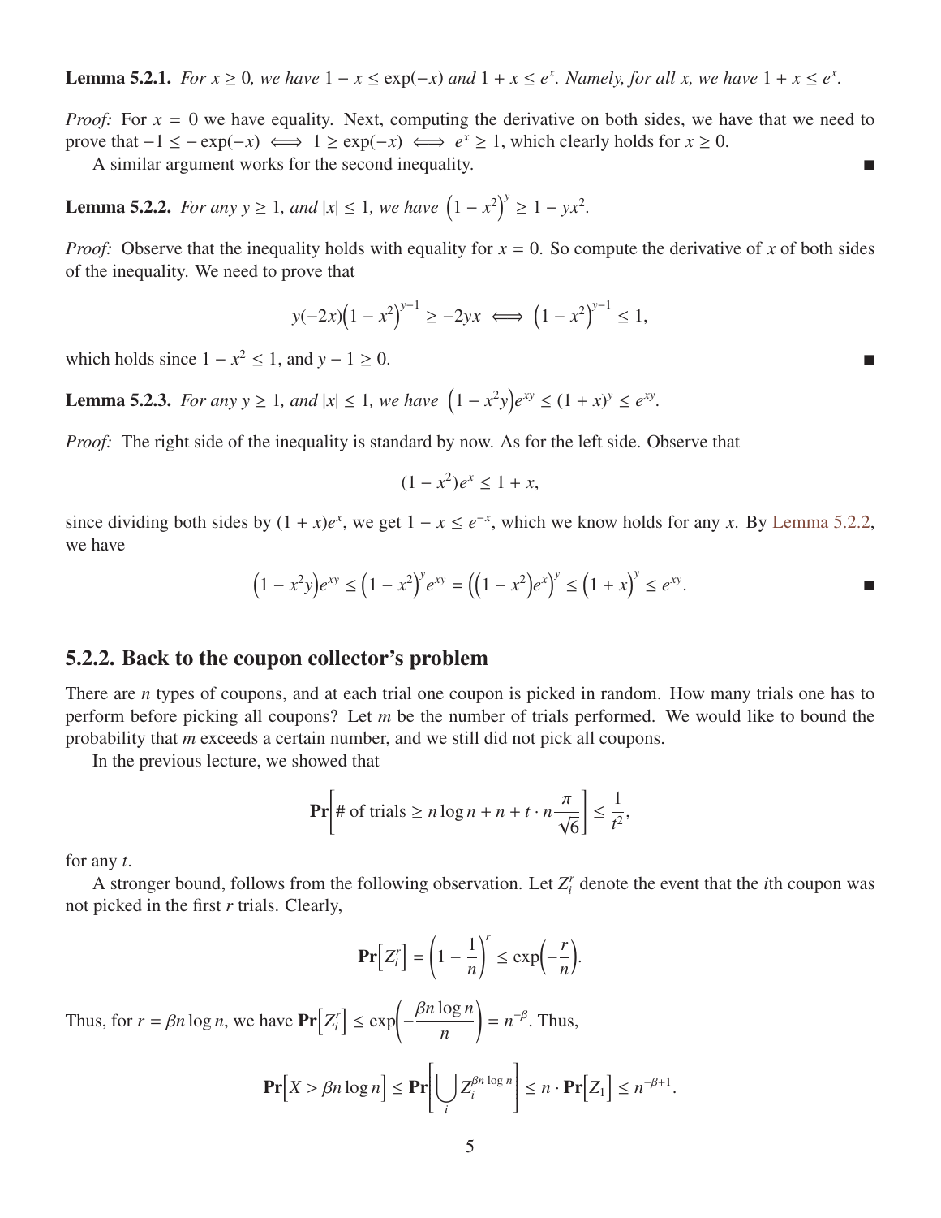**Lemma 5.2.1.** *For $x \geq 0$, we have $1 - x \leq \exp(-x)$ and $1 + x \leq e^x$. Namely, for all $x$, we have $1 + x \leq e^x$.*

*Proof:* For $x = 0$ we have equality. Next, computing the derivative on both sides, we have that we need to prove that $-1 \leq -\exp(-x) \iff 1 \geq \exp(-x) \iff e^x \geq 1$, which clearly holds for $x \geq 0$.

A similar argument works for the second inequality. ■

**Lemma 5.2.2.** *For any $y \geq 1$, and $|x| \leq 1$, we have $\left(1 - x^2\right)^y \geq 1 - yx^2$.*

*Proof:* Observe that the inequality holds with equality for $x = 0$. So compute the derivative of $x$ of both sides of the inequality. We need to prove that

$$y(-2x)\left(1 - x^2\right)^{y-1} \geq -2yx \iff \left(1 - x^2\right)^{y-1} \leq 1,$$

which holds since $1 - x^2 \leq 1$, and $y - 1 \geq 0$. ■

**Lemma 5.2.3.** *For any $y \geq 1$, and $|x| \leq 1$, we have $\left(1 - x^2 y\right)e^{xy} \leq (1 + x)^y \leq e^{xy}$.*

*Proof:* The right side of the inequality is standard by now. As for the left side. Observe that

$$(1 - x^2)e^x \leq 1 + x,$$

since dividing both sides by $(1 + x)e^x$, we get $1 - x \leq e^{-x}$, which we know holds for any $x$. By Lemma 5.2.2, we have

$$\left(1 - x^2 y\right)e^{xy} \leq \left(1 - x^2\right)^y e^{xy} = \left(\left(1 - x^2\right)e^x\right)^y \leq \left(1 + x\right)^y \leq e^{xy}.$$

■

## 5.2.2. Back to the coupon collector's problem

There are $n$ types of coupons, and at each trial one coupon is picked in random. How many trials one has to perform before picking all coupons? Let $m$ be the number of trials performed. We would like to bound the probability that $m$ exceeds a certain number, and we still did not pick all coupons.

In the previous lecture, we showed that

$$\mathbf{Pr}\left[\text{\# of trials} \geq n \log n + n + t \cdot n \frac{\pi}{\sqrt{6}}\right] \leq \frac{1}{t^2},$$

for any $t$.

A stronger bound, follows from the following observation. Let $Z_i^r$ denote the event that the $i$th coupon was not picked in the first $r$ trials. Clearly,

$$\mathbf{Pr}\left[Z_i^r\right] = \left(1 - \frac{1}{n}\right)^r \leq \exp\left(-\frac{r}{n}\right).$$

Thus, for $r = \beta n \log n$, we have $\mathbf{Pr}\left[Z_i^r\right] \leq \exp\left(-\frac{\beta n \log n}{n}\right) = n^{-\beta}$. Thus,

$$\mathbf{Pr}\left[X > \beta n \log n\right] \leq \mathbf{Pr}\left[\bigcup_i Z_i^{\beta n \log n}\right] \leq n \cdot \mathbf{Pr}\left[Z_1\right] \leq n^{-\beta+1}.$$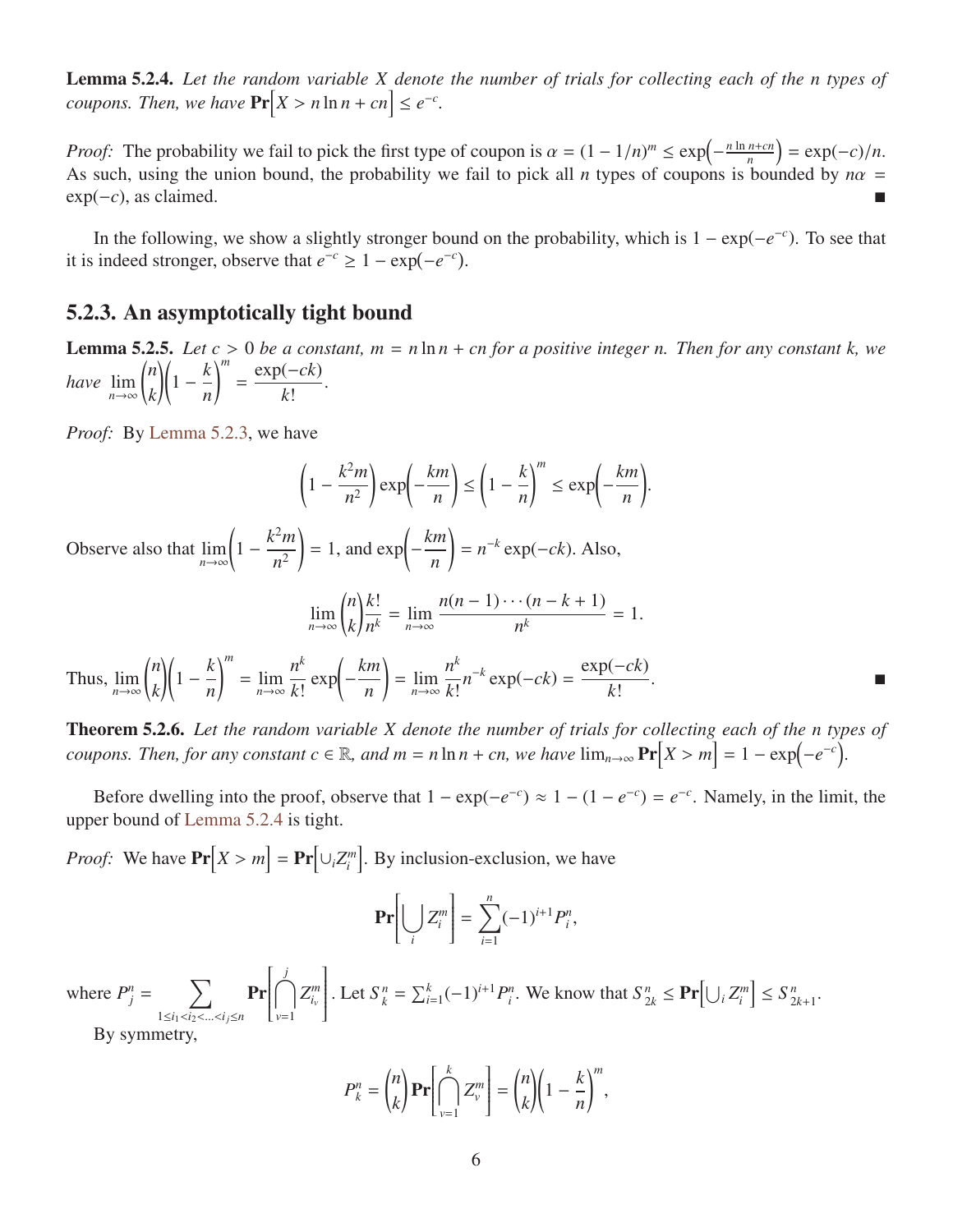**Lemma 5.2.4.** *Let the random variable $X$ denote the number of trials for collecting each of the $n$ types of coupons. Then, we have $\mathbf{Pr}\Big[X > n \ln n + cn\Big] \leq e^{-c}$.*

*Proof:* The probability we fail to pick the first type of coupon is $\alpha = (1 - 1/n)^m \leq \exp\Big(-\frac{n \ln n + cn}{n}\Big) = \exp(-c)/n$. As such, using the union bound, the probability we fail to pick all $n$ types of coupons is bounded by $n\alpha = \exp(-c)$, as claimed. ■

In the following, we show a slightly stronger bound on the probability, which is $1 - \exp(-e^{-c})$. To see that it is indeed stronger, observe that $e^{-c} \geq 1 - \exp(-e^{-c})$.

### 5.2.3. An asymptotically tight bound

**Lemma 5.2.5.** *Let $c > 0$ be a constant, $m = n \ln n + cn$ for a positive integer $n$. Then for any constant $k$, we have $\lim_{n\to\infty} \binom{n}{k}\left(1 - \frac{k}{n}\right)^m = \frac{\exp(-ck)}{k!}$.*

*Proof:* By Lemma 5.2.3, we have

$$\left(1 - \frac{k^2 m}{n^2}\right)\exp\left(-\frac{km}{n}\right) \leq \left(1 - \frac{k}{n}\right)^m \leq \exp\left(-\frac{km}{n}\right).$$

Observe also that $\lim_{n\to\infty}\left(1 - \frac{k^2 m}{n^2}\right) = 1$, and $\exp\left(-\frac{km}{n}\right) = n^{-k}\exp(-ck)$. Also,

$$\lim_{n\to\infty} \binom{n}{k}\frac{k!}{n^k} = \lim_{n\to\infty} \frac{n(n-1)\cdots(n-k+1)}{n^k} = 1.$$

Thus, $\lim_{n\to\infty} \binom{n}{k}\left(1 - \frac{k}{n}\right)^m = \lim_{n\to\infty} \frac{n^k}{k!}\exp\left(-\frac{km}{n}\right) = \lim_{n\to\infty} \frac{n^k}{k!} n^{-k}\exp(-ck) = \frac{\exp(-ck)}{k!}$. ■

**Theorem 5.2.6.** *Let the random variable $X$ denote the number of trials for collecting each of the $n$ types of coupons. Then, for any constant $c \in \mathbb{R}$, and $m = n \ln n + cn$, we have $\lim_{n\to\infty} \mathbf{Pr}\Big[X > m\Big] = 1 - \exp\Big(-e^{-c}\Big)$.*

Before dwelling into the proof, observe that $1 - \exp(-e^{-c}) \approx 1 - (1 - e^{-c}) = e^{-c}$. Namely, in the limit, the upper bound of Lemma 5.2.4 is tight.

*Proof:* We have $\mathbf{Pr}\Big[X > m\Big] = \mathbf{Pr}\Big[\cup_i Z_i^m\Big]$. By inclusion-exclusion, we have

$$\mathbf{Pr}\left[\bigcup_i Z_i^m\right] = \sum_{i=1}^{n} (-1)^{i+1} P_i^n,$$

where $P_j^n = \sum_{1 \leq i_1 < i_2 < \ldots < i_j \leq n} \mathbf{Pr}\left[\bigcap_{v=1}^{j} Z_{i_v}^m\right]$. Let $S_k^n = \sum_{i=1}^{k}(-1)^{i+1}P_i^n$. We know that $S_{2k}^n \leq \mathbf{Pr}\Big[\bigcup_i Z_i^m\Big] \leq S_{2k+1}^n$.

By symmetry,

$$P_k^n = \binom{n}{k}\mathbf{Pr}\left[\bigcap_{v=1}^{k} Z_v^m\right] = \binom{n}{k}\left(1 - \frac{k}{n}\right)^m,$$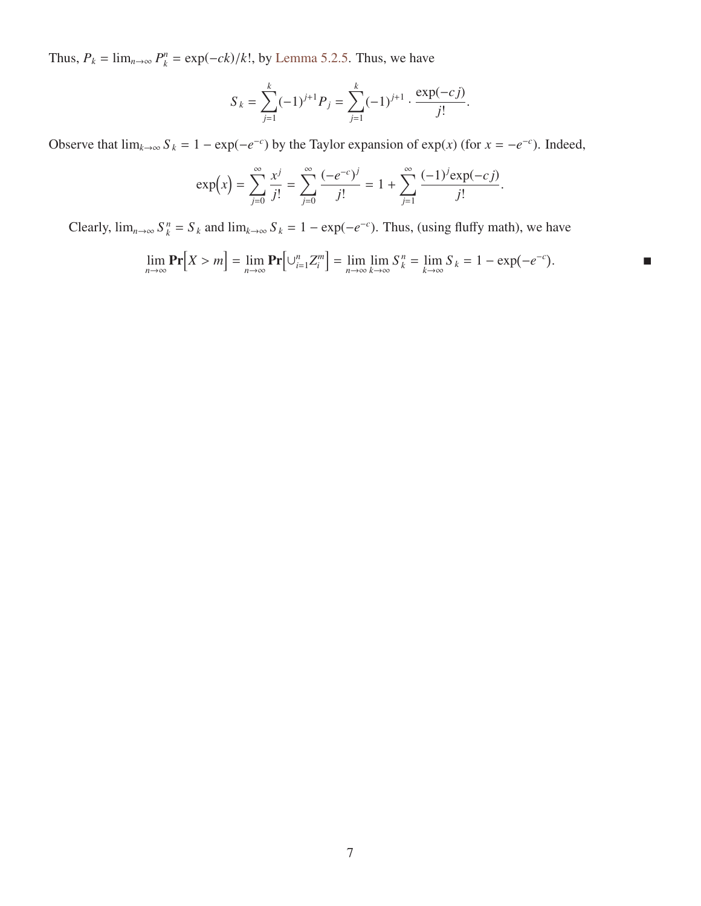Thus, $P_k = \lim_{n\to\infty} P_k^n = \exp(-ck)/k!$, by Lemma 5.2.5. Thus, we have

$$S_k = \sum_{j=1}^{k} (-1)^{j+1} P_j = \sum_{j=1}^{k} (-1)^{j+1} \cdot \frac{\exp(-cj)}{j!}.$$

Observe that $\lim_{k\to\infty} S_k = 1 - \exp(-e^{-c})$ by the Taylor expansion of $\exp(x)$ (for $x = -e^{-c}$). Indeed,

$$\exp\big(x\big) = \sum_{j=0}^{\infty} \frac{x^j}{j!} = \sum_{j=0}^{\infty} \frac{(-e^{-c})^j}{j!} = 1 + \sum_{j=1}^{\infty} \frac{(-1)^j \exp(-cj)}{j!}.$$

Clearly, $\lim_{n\to\infty} S_k^n = S_k$ and $\lim_{k\to\infty} S_k = 1 - \exp(-e^{-c})$. Thus, (using fluffy math), we have

$$\lim_{n\to\infty} \mathbf{Pr}\Big[X > m\Big] = \lim_{n\to\infty} \mathbf{Pr}\Big[\cup_{i=1}^{n} Z_i^m\Big] = \lim_{n\to\infty} \lim_{k\to\infty} S_k^n = \lim_{k\to\infty} S_k = 1 - \exp(-e^{-c}).$$

■